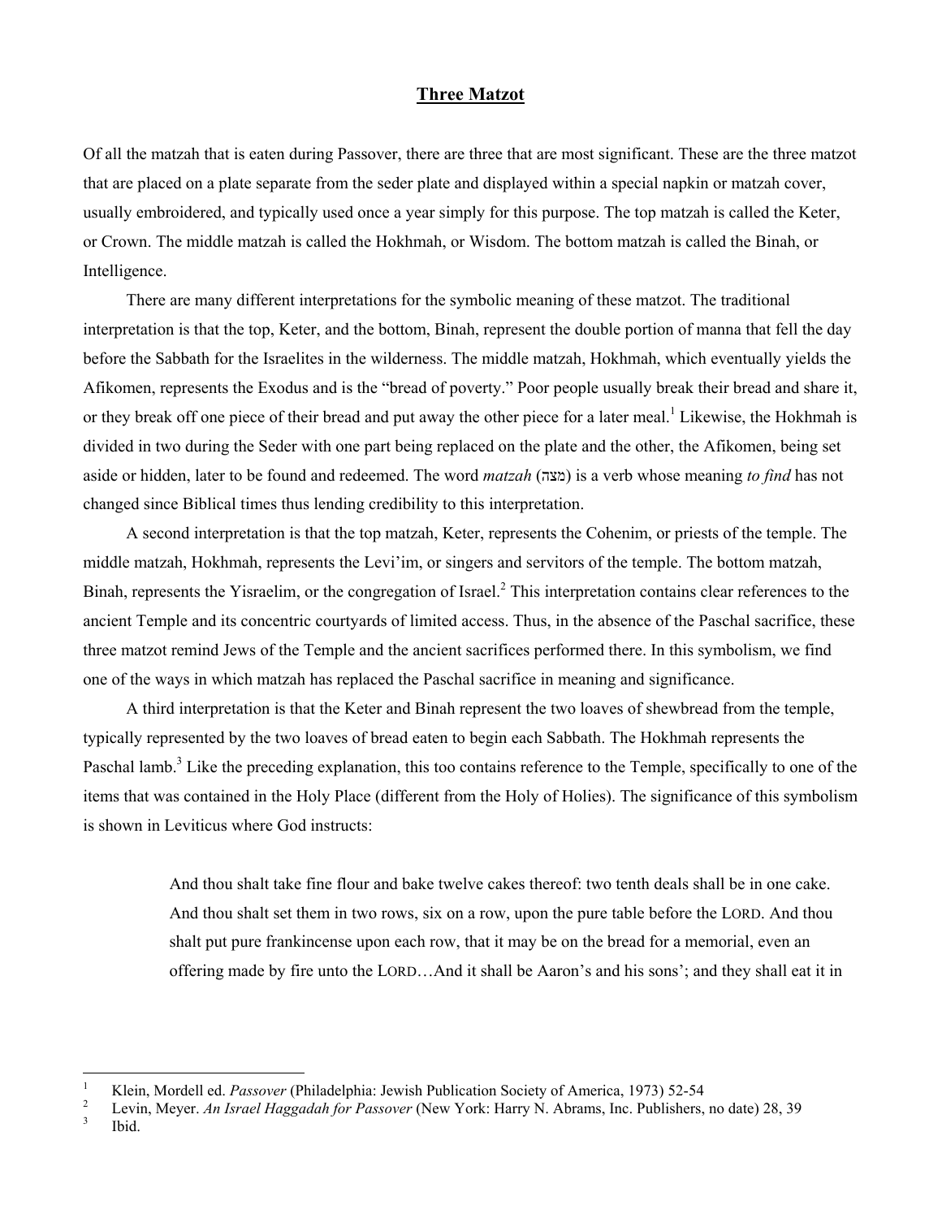# **Three Matzot**

Of all the matzah that is eaten during Passover, there are three that are most significant. These are the three matzot that are placed on a plate separate from the seder plate and displayed within a special napkin or matzah cover, usually embroidered, and typically used once a year simply for this purpose. The top matzah is called the Keter, or Crown. The middle matzah is called the Hokhmah, or Wisdom. The bottom matzah is called the Binah, or Intelligence.

There are many different interpretations for the symbolic meaning of these matzot. The traditional interpretation is that the top, Keter, and the bottom, Binah, represent the double portion of manna that fell the day before the Sabbath for the Israelites in the wilderness. The middle matzah, Hokhmah, which eventually yields the Afikomen, represents the Exodus and is the "bread of poverty." Poor people usually break their bread and share it, or they break off one piece of their bread and put away the other piece for a later meal.[1] Likewise, the Hokhmah is divided in two during the Seder with one part being replaced on the plate and the other, the Afikomen, being set aside or hidden, later to be found and redeemed. The word *matzah* (מצה) is a verb whose meaning *to find* has not changed since Biblical times thus lending credibility to this interpretation.

A second interpretation is that the top matzah, Keter, represents the Cohenim, or priests of the temple. The middle matzah, Hokhmah, represents the Levi'im, or singers and servitors of the temple. The bottom matzah, Binah, represents the Yisraelim, or the congregation of Israel.[2] This interpretation contains clear references to the ancient Temple and its concentric courtyards of limited access. Thus, in the absence of the Paschal sacrifice, these three matzot remind Jews of the Temple and the ancient sacrifices performed there. In this symbolism, we find one of the ways in which matzah has replaced the Paschal sacrifice in meaning and significance.

A third interpretation is that the Keter and Binah represent the two loaves of shewbread from the temple, typically represented by the two loaves of bread eaten to begin each Sabbath. The Hokhmah represents the Paschal lamb.[3] Like the preceding explanation, this too contains reference to the Temple, specifically to one of the items that was contained in the Holy Place (different from the Holy of Holies). The significance of this symbolism is shown in Leviticus where God instructs:

> And thou shalt take fine flour and bake twelve cakes thereof: two tenth deals shall be in one cake. And thou shalt set them in two rows, six on a row, upon the pure table before the LORD. And thou shalt put pure frankincense upon each row, that it may be on the bread for a memorial, even an offering made by fire unto the LORD…And it shall be Aaron's and his sons'; and they shall eat it in

---

[1] Klein, Mordell ed. *Passover* (Philadelphia: Jewish Publication Society of America, 1973) 52-54

[2] Levin, Meyer. *An Israel Haggadah for Passover* (New York: Harry N. Abrams, Inc. Publishers, no date) 28, 39

[3] Ibid.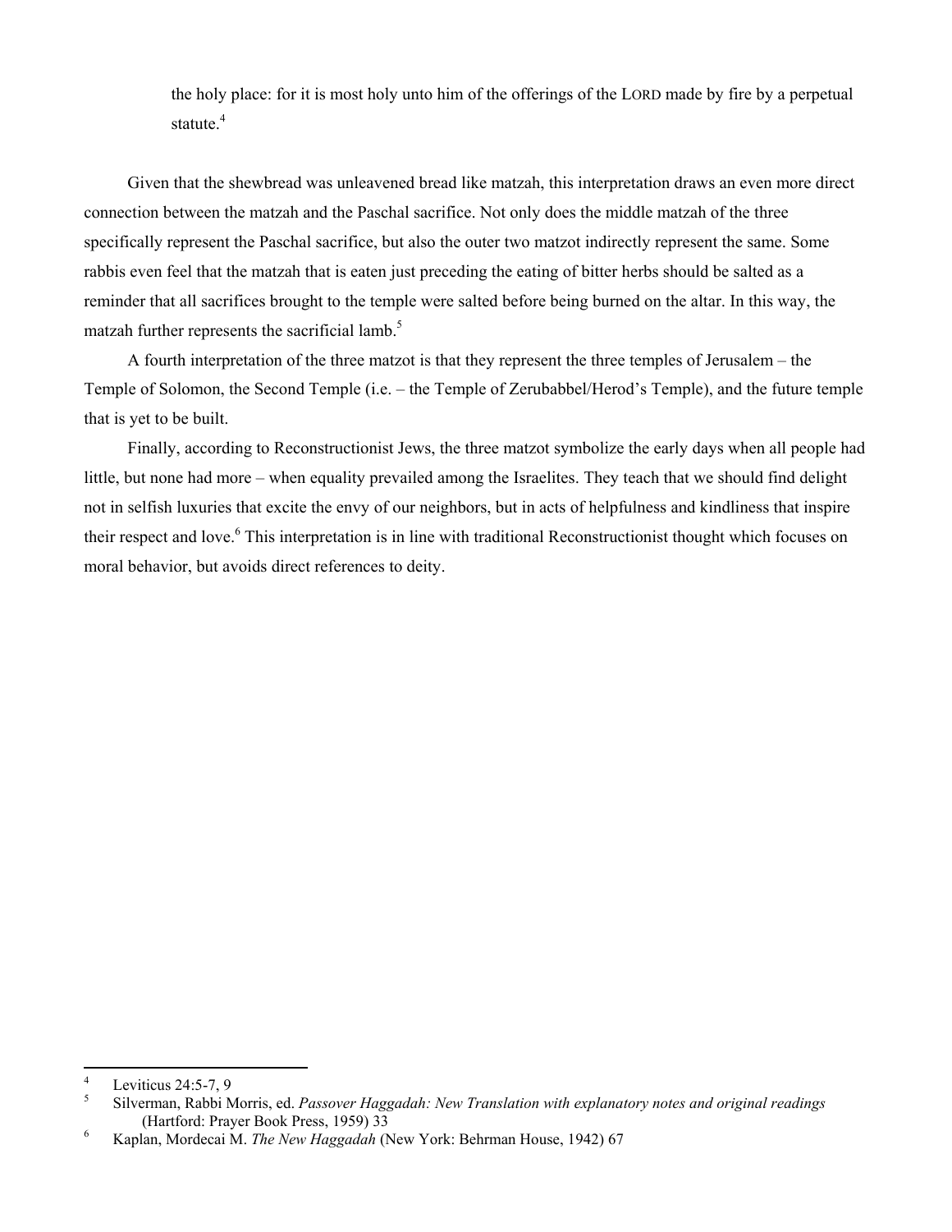the holy place: for it is most holy unto him of the offerings of the LORD made by fire by a perpetual statute.[4]

Given that the shewbread was unleavened bread like matzah, this interpretation draws an even more direct connection between the matzah and the Paschal sacrifice. Not only does the middle matzah of the three specifically represent the Paschal sacrifice, but also the outer two matzot indirectly represent the same. Some rabbis even feel that the matzah that is eaten just preceding the eating of bitter herbs should be salted as a reminder that all sacrifices brought to the temple were salted before being burned on the altar. In this way, the matzah further represents the sacrificial lamb.[5]

A fourth interpretation of the three matzot is that they represent the three temples of Jerusalem – the Temple of Solomon, the Second Temple (i.e. – the Temple of Zerubabbel/Herod's Temple), and the future temple that is yet to be built.

Finally, according to Reconstructionist Jews, the three matzot symbolize the early days when all people had little, but none had more – when equality prevailed among the Israelites. They teach that we should find delight not in selfish luxuries that excite the envy of our neighbors, but in acts of helpfulness and kindliness that inspire their respect and love.[6] This interpretation is in line with traditional Reconstructionist thought which focuses on moral behavior, but avoids direct references to deity.

---

[4] Leviticus 24:5-7, 9

[5] Silverman, Rabbi Morris, ed. *Passover Haggadah: New Translation with explanatory notes and original readings* (Hartford: Prayer Book Press, 1959) 33

[6] Kaplan, Mordecai M. *The New Haggadah* (New York: Behrman House, 1942) 67